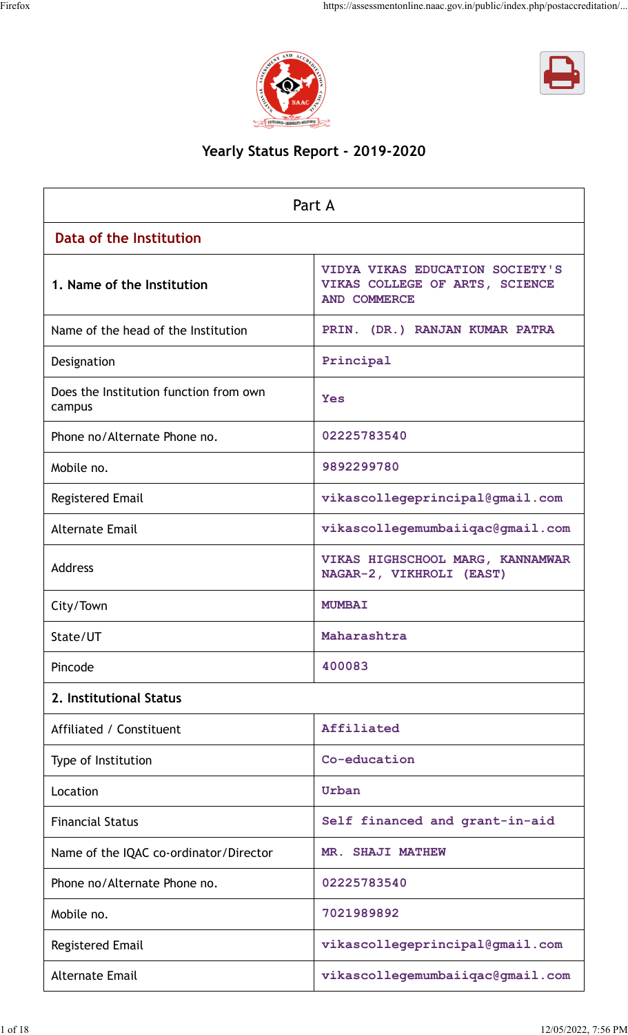# Yearly Status Report - 2019-2020

| Part A | |
|---|---|
| **Data of the Institution** | |
| **1. Name of the Institution** | VIDYA VIKAS EDUCATION SOCIETY'S VIKAS COLLEGE OF ARTS, SCIENCE AND COMMERCE |
| Name of the head of the Institution | PRIN. (DR.) RANJAN KUMAR PATRA |
| Designation | Principal |
| Does the Institution function from own campus | Yes |
| Phone no/Alternate Phone no. | 02225783540 |
| Mobile no. | 9892299780 |
| Registered Email | vikascollegeprincipal@gmail.com |
| Alternate Email | vikascollegemumbaiiqac@gmail.com |
| Address | VIKAS HIGHSCHOOL MARG, KANNAMWAR NAGAR-2, VIKHROLI (EAST) |
| City/Town | MUMBAI |
| State/UT | Maharashtra |
| Pincode | 400083 |
| **2. Institutional Status** | |
| Affiliated / Constituent | Affiliated |
| Type of Institution | Co-education |
| Location | Urban |
| Financial Status | Self financed and grant-in-aid |
| Name of the IQAC co-ordinator/Director | MR. SHAJI MATHEW |
| Phone no/Alternate Phone no. | 02225783540 |
| Mobile no. | 7021989892 |
| Registered Email | vikascollegeprincipal@gmail.com |
| Alternate Email | vikascollegemumbaiiqac@gmail.com |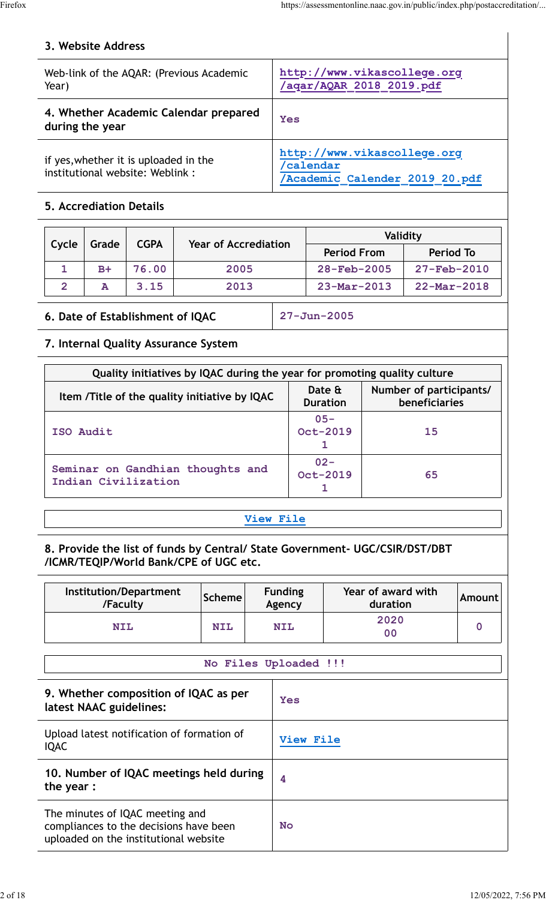### 3. Website Address

| | |
|---|---|
| Web-link of the AQAR: (Previous Academic Year) | http://www.vikascollege.org/aqar/AQAR_2018_2019.pdf |
| **4. Whether Academic Calendar prepared during the year** | Yes |
| if yes,whether it is uploaded in the institutional website: Weblink : | http://www.vikascollege.org/calendar/Academic_Calender_2019_20.pdf |

### 5. Accrediation Details

| Cycle | Grade | CGPA | Year of Accrediation | Validity | |
|---|---|---|---|---|---|
| | | | | Period From | Period To |
| 1 | B+ | 76.00 | 2005 | 28-Feb-2005 | 27-Feb-2010 |
| 2 | A | 3.15 | 2013 | 23-Mar-2013 | 22-Mar-2018 |

| | |
|---|---|
| **6. Date of Establishment of IQAC** | 27-Jun-2005 |

### 7. Internal Quality Assurance System

| Quality initiatives by IQAC during the year for promoting quality culture | | |
|---|---|---|
| Item /Title of the quality initiative by IQAC | Date & Duration | Number of participants/ beneficiaries |
| ISO Audit | 05-Oct-2019 1 | 15 |
| Seminar on Gandhian thoughts and Indian Civilization | 02-Oct-2019 1 | 65 |

View File

### 8. Provide the list of funds by Central/ State Government- UGC/CSIR/DST/DBT /ICMR/TEQIP/World Bank/CPE of UGC etc.

| Institution/Department /Faculty | Scheme | Funding Agency | Year of award with duration | Amount |
|---|---|---|---|---|
| NIL | NIL | NIL | 2020 00 | 0 |

No Files Uploaded !!!

| | |
|---|---|
| **9. Whether composition of IQAC as per latest NAAC guidelines:** | Yes |
| Upload latest notification of formation of IQAC | View File |
| **10. Number of IQAC meetings held during the year :** | 4 |
| The minutes of IQAC meeting and compliances to the decisions have been uploaded on the institutional website | No |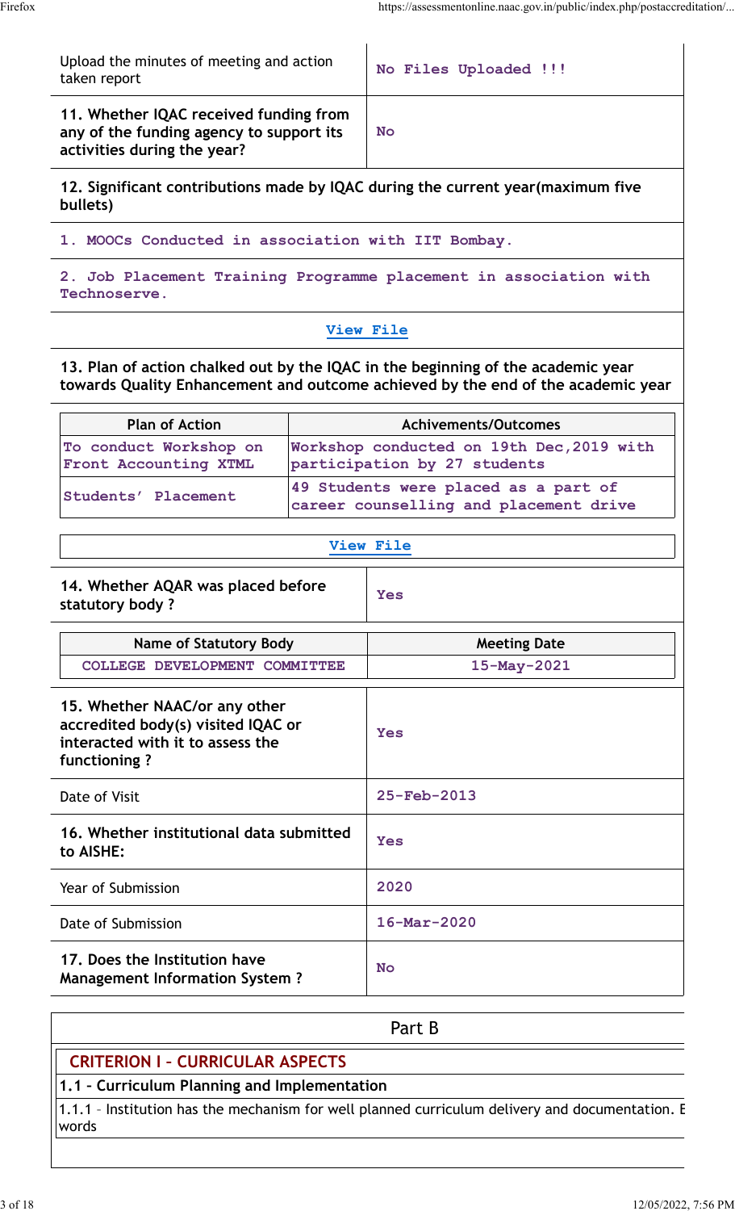| | |
|---|---|
| Upload the minutes of meeting and action taken report | No Files Uploaded !!! |
| **11. Whether IQAC received funding from any of the funding agency to support its activities during the year?** | No |

**12. Significant contributions made by IQAC during the current year(maximum five bullets)**

1. MOOCs Conducted in association with IIT Bombay.

2. Job Placement Training Programme placement in association with Technoserve.

View File

**13. Plan of action chalked out by the IQAC in the beginning of the academic year towards Quality Enhancement and outcome achieved by the end of the academic year**

| Plan of Action | Achivements/Outcomes |
|---|---|
| To conduct Workshop on Front Accounting XTML | Workshop conducted on 19th Dec,2019 with participation by 27 students |
| Students' Placement | 49 Students were placed as a part of career counselling and placement drive |

View File

| | |
|---|---|
| **14. Whether AQAR was placed before statutory body ?** | Yes |

| Name of Statutory Body | Meeting Date |
|---|---|
| COLLEGE DEVELOPMENT COMMITTEE | 15-May-2021 |

| | |
|---|---|
| **15. Whether NAAC/or any other accredited body(s) visited IQAC or interacted with it to assess the functioning ?** | Yes |
| Date of Visit | 25-Feb-2013 |
| **16. Whether institutional data submitted to AISHE:** | Yes |
| Year of Submission | 2020 |
| Date of Submission | 16-Mar-2020 |
| **17. Does the Institution have Management Information System ?** | No |

## Part B

### CRITERION I – CURRICULAR ASPECTS

#### 1.1 – Curriculum Planning and Implementation

1.1.1 – Institution has the mechanism for well planned curriculum delivery and documentation. E words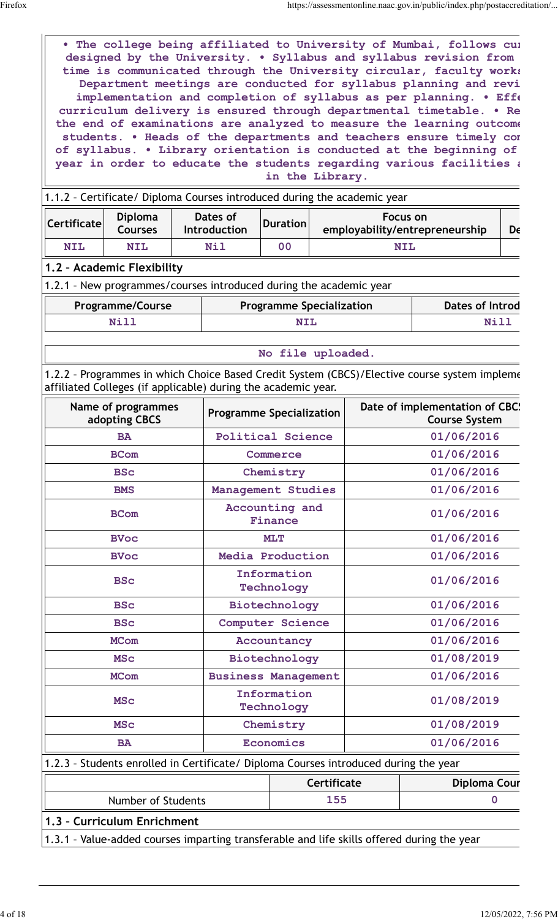• The college being affiliated to University of Mumbai, follows cur designed by the University. • Syllabus and syllabus revision from time is communicated through the University circular, faculty works Department meetings are conducted for syllabus planning and revi implementation and completion of syllabus as per planning. • Effe curriculum delivery is ensured through departmental timetable. • Re the end of examinations are analyzed to measure the learning outcome students. • Heads of the departments and teachers ensure timely com of syllabus. • Library orientation is conducted at the beginning of year in order to educate the students regarding various facilities a in the Library.

1.1.2 – Certificate/ Diploma Courses introduced during the academic year

| Certificate | Diploma Courses | Dates of Introduction | Duration | Focus on employability/entrepreneurship | De |
|---|---|---|---|---|---|
| NIL | NIL | Nil | 00 | NIL | |

## 1.2 – Academic Flexibility

1.2.1 – New programmes/courses introduced during the academic year

| Programme/Course | Programme Specialization | Dates of Introd |
|---|---|---|
| Nill | NIL | Nill |

No file uploaded.

1.2.2 – Programmes in which Choice Based Credit System (CBCS)/Elective course system impleme affiliated Colleges (if applicable) during the academic year.

| Name of programmes adopting CBCS | Programme Specialization | Date of implementation of CBC Course System |
|---|---|---|
| BA | Political Science | 01/06/2016 |
| BCom | Commerce | 01/06/2016 |
| BSc | Chemistry | 01/06/2016 |
| BMS | Management Studies | 01/06/2016 |
| BCom | Accounting and Finance | 01/06/2016 |
| BVoc | MLT | 01/06/2016 |
| BVoc | Media Production | 01/06/2016 |
| BSc | Information Technology | 01/06/2016 |
| BSc | Biotechnology | 01/06/2016 |
| BSc | Computer Science | 01/06/2016 |
| MCom | Accountancy | 01/06/2016 |
| MSc | Biotechnology | 01/08/2019 |
| MCom | Business Management | 01/06/2016 |
| MSc | Information Technology | 01/08/2019 |
| MSc | Chemistry | 01/08/2019 |
| BA | Economics | 01/06/2016 |

1.2.3 – Students enrolled in Certificate/ Diploma Courses introduced during the year

| | Certificate | Diploma Cour |
|---|---|---|
| Number of Students | 155 | 0 |

## 1.3 – Curriculum Enrichment

1.3.1 – Value-added courses imparting transferable and life skills offered during the year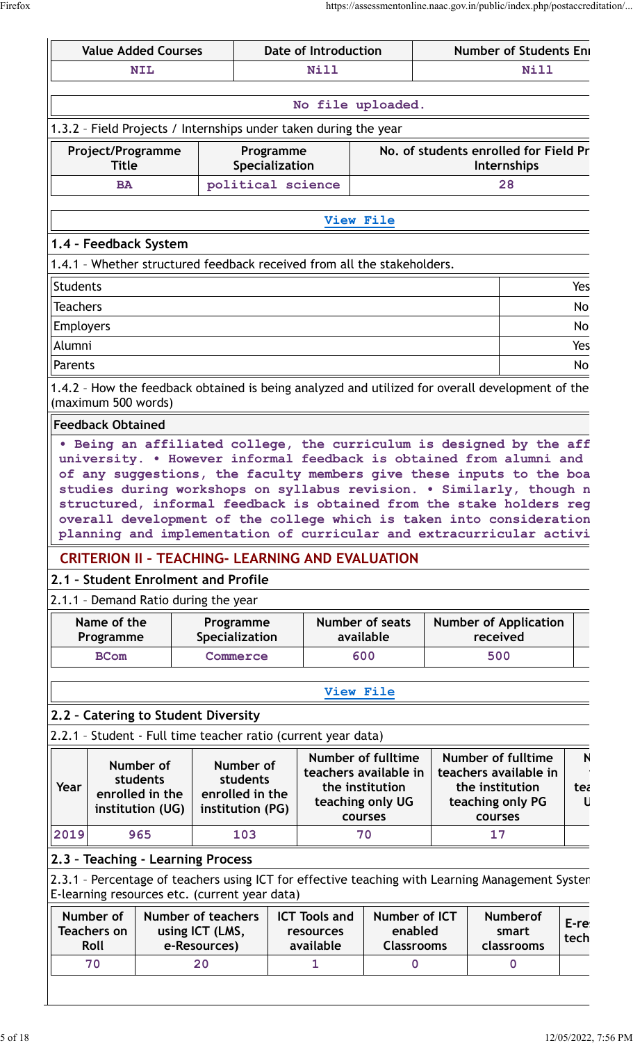| Value Added Courses | Date of Introduction | Number of Students Enı |
|---|---|---|
| NIL | Nill | Nill |

No file uploaded.

1.3.2 – Field Projects / Internships under taken during the year

| Project/Programme Title | Programme Specialization | No. of students enrolled for Field Pr Internships |
|---|---|---|
| BA | political science | 28 |

View File

### 1.4 – Feedback System

1.4.1 – Whether structured feedback received from all the stakeholders.

| | |
|---|---|
| Students | Yes |
| Teachers | No |
| Employers | No |
| Alumni | Yes |
| Parents | No |

1.4.2 – How the feedback obtained is being analyzed and utilized for overall development of the (maximum 500 words)

**Feedback Obtained**

• Being an affiliated college, the curriculum is designed by the aff university. • However informal feedback is obtained from alumni and of any suggestions, the faculty members give these inputs to the boa studies during workshops on syllabus revision. • Similarly, though n structured, informal feedback is obtained from the stake holders reg overall development of the college which is taken into consideration planning and implementation of curricular and extracurricular activi

## CRITERION II – TEACHING- LEARNING AND EVALUATION

### 2.1 – Student Enrolment and Profile

2.1.1 – Demand Ratio during the year

| Name of the Programme | Programme Specialization | Number of seats available | Number of Application received | |
|---|---|---|---|---|
| BCom | Commerce | 600 | 500 | |

View File

### 2.2 – Catering to Student Diversity

2.2.1 – Student - Full time teacher ratio (current year data)

| Year | Number of students enrolled in the institution (UG) | Number of students enrolled in the institution (PG) | Number of fulltime teachers available in the institution teaching only UG courses | Number of fulltime teachers available in the institution teaching only PG courses | N tea U |
|---|---|---|---|---|---|
| 2019 | 965 | 103 | 70 | 17 | |

### 2.3 – Teaching - Learning Process

2.3.1 – Percentage of teachers using ICT for effective teaching with Learning Management Syster E-learning resources etc. (current year data)

| Number of Teachers on Roll | Number of teachers using ICT (LMS, e-Resources) | ICT Tools and resources available | Number of ICT enabled Classrooms | Numberof smart classrooms | E-re tech |
|---|---|---|---|---|---|
| 70 | 20 | 1 | 0 | 0 | |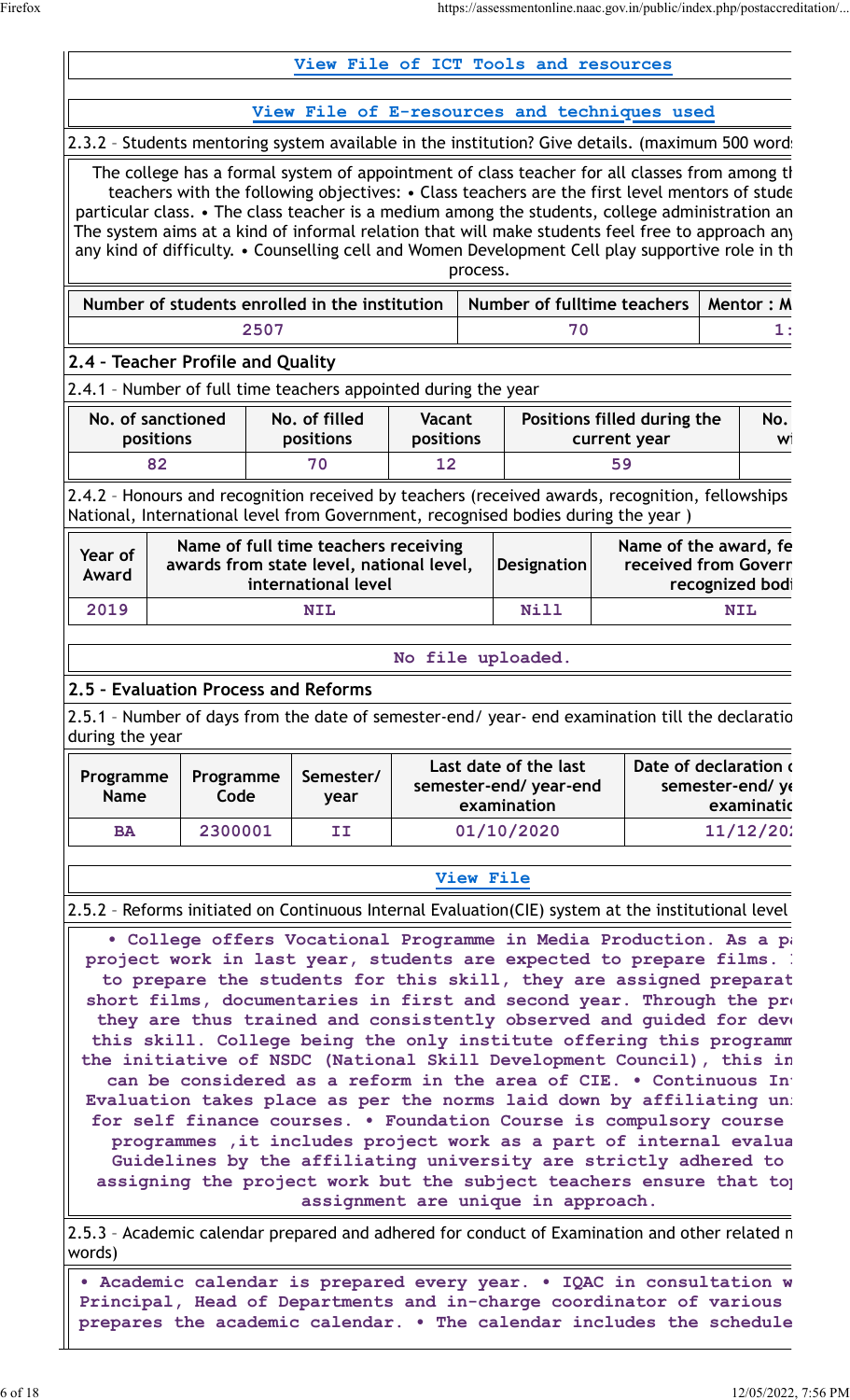View File of ICT Tools and resources

View File of E-resources and techniques used

2.3.2 – Students mentoring system available in the institution? Give details. (maximum 500 words

The college has a formal system of appointment of class teacher for all classes from among th teachers with the following objectives: • Class teachers are the first level mentors of stude particular class. • The class teacher is a medium among the students, college administration an The system aims at a kind of informal relation that will make students feel free to approach any any kind of difficulty. • Counselling cell and Women Development Cell play supportive role in th process.

| Number of students enrolled in the institution | Number of fulltime teachers | Mentor : M |
|---|---|---|
| 2507 | 70 | 1: |

## 2.4 – Teacher Profile and Quality

2.4.1 – Number of full time teachers appointed during the year

| No. of sanctioned positions | No. of filled positions | Vacant positions | Positions filled during the current year | No. wi |
|---|---|---|---|---|
| 82 | 70 | 12 | 59 | |

2.4.2 – Honours and recognition received by teachers (received awards, recognition, fellowships National, International level from Government, recognised bodies during the year )

| Year of Award | Name of full time teachers receiving awards from state level, national level, international level | Designation | Name of the award, fe received from Govern recognized bodi |
|---|---|---|---|
| 2019 | NIL | Nill | NIL |

No file uploaded.

## 2.5 – Evaluation Process and Reforms

2.5.1 – Number of days from the date of semester-end/ year- end examination till the declaratio during the year

| Programme Name | Programme Code | Semester/ year | Last date of the last semester-end/ year-end examination | Date of declaration o semester-end/ ye examinatio |
|---|---|---|---|---|
| BA | 2300001 | II | 01/10/2020 | 11/12/20 |

View File

2.5.2 – Reforms initiated on Continuous Internal Evaluation(CIE) system at the institutional level

• College offers Vocational Programme in Media Production. As a pa project work in last year, students are expected to prepare films. to prepare the students for this skill, they are assigned preparat short films, documentaries in first and second year. Through the pr they are thus trained and consistently observed and guided for dev this skill. College being the only institute offering this programm the initiative of NSDC (National Skill Development Council), this in can be considered as a reform in the area of CIE. • Continuous In Evaluation takes place as per the norms laid down by affiliating un for self finance courses. • Foundation Course is compulsory course programmes ,it includes project work as a part of internal evalua Guidelines by the affiliating university are strictly adhered to assigning the project work but the subject teachers ensure that to assignment are unique in approach.

2.5.3 – Academic calendar prepared and adhered for conduct of Examination and other related n words)

• Academic calendar is prepared every year. • IQAC in consultation w Principal, Head of Departments and in-charge coordinator of various prepares the academic calendar. • The calendar includes the schedule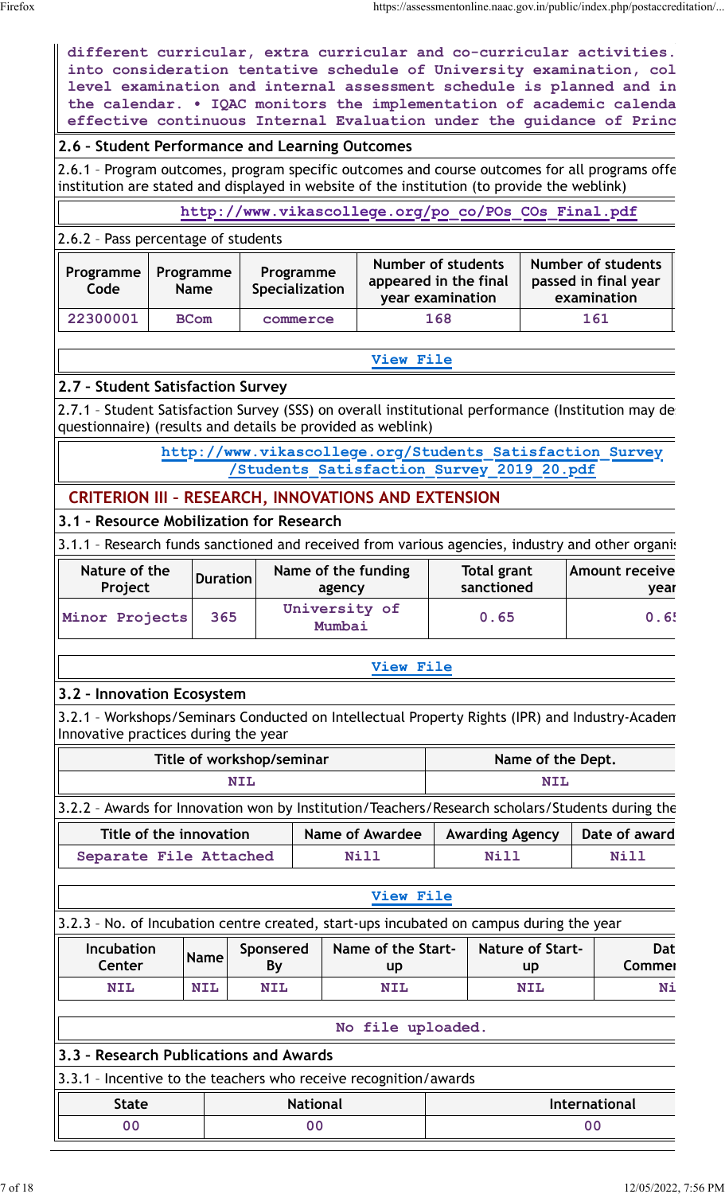different curricular, extra curricular and co-curricular activities. into consideration tentative schedule of University examination, col level examination and internal assessment schedule is planned and in the calendar. • IQAC monitors the implementation of academic calenda effective continuous Internal Evaluation under the guidance of Princ

## 2.6 – Student Performance and Learning Outcomes

2.6.1 – Program outcomes, program specific outcomes and course outcomes for all programs offe institution are stated and displayed in website of the institution (to provide the weblink)

http://www.vikascollege.org/po_co/POs_COs_Final.pdf

2.6.2 – Pass percentage of students

| Programme Code | Programme Name | Programme Specialization | Number of students appeared in the final year examination | Number of students passed in final year examination |
|---|---|---|---|---|
| 22300001 | BCom | commerce | 168 | 161 |

View File

## 2.7 – Student Satisfaction Survey

2.7.1 – Student Satisfaction Survey (SSS) on overall institutional performance (Institution may de questionnaire) (results and details be provided as weblink)

http://www.vikascollege.org/Students_Satisfaction_Survey/Students_Satisfaction_Survey_2019_20.pdf

# CRITERION III – RESEARCH, INNOVATIONS AND EXTENSION

## 3.1 – Resource Mobilization for Research

3.1.1 – Research funds sanctioned and received from various agencies, industry and other organis

| Nature of the Project | Duration | Name of the funding agency | Total grant sanctioned | Amount receive year |
|---|---|---|---|---|
| Minor Projects | 365 | University of Mumbai | 0.65 | 0.65 |

View File

## 3.2 – Innovation Ecosystem

3.2.1 – Workshops/Seminars Conducted on Intellectual Property Rights (IPR) and Industry-Academ Innovative practices during the year

| Title of workshop/seminar | Name of the Dept. |
|---|---|
| NIL | NIL |

3.2.2 – Awards for Innovation won by Institution/Teachers/Research scholars/Students during the

| Title of the innovation | Name of Awardee | Awarding Agency | Date of award |
|---|---|---|---|
| Separate File Attached | Nill | Nill | Nill |

View File

3.2.3 – No. of Incubation centre created, start-ups incubated on campus during the year

| Incubation Center | Name | Sponsered By | Name of the Start-up | Nature of Start-up | Date of Commen |
|---|---|---|---|---|---|
| NIL | NIL | NIL | NIL | NIL | Ni |

No file uploaded.

## 3.3 – Research Publications and Awards

3.3.1 – Incentive to the teachers who receive recognition/awards

| State | National | International |
|---|---|---|
| 00 | 00 | 00 |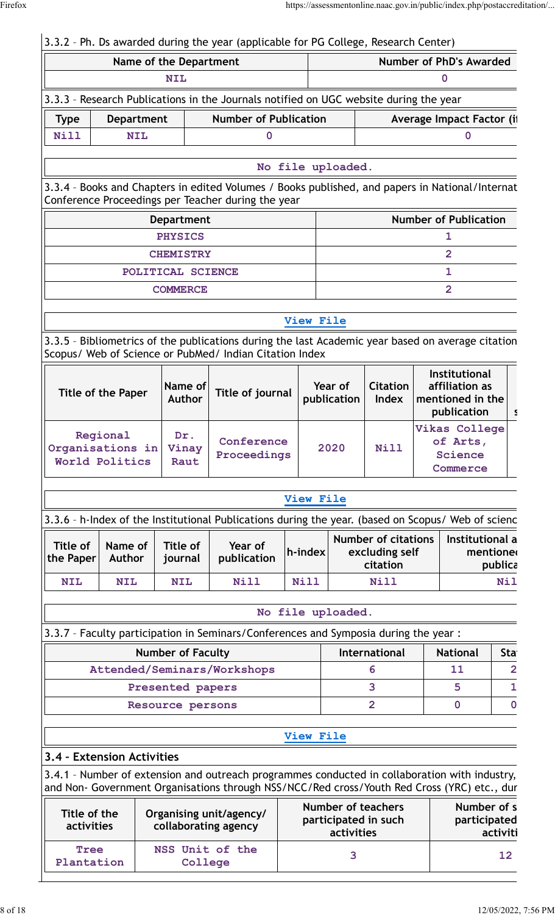3.3.2 – Ph. Ds awarded during the year (applicable for PG College, Research Center)

| Name of the Department | Number of PhD's Awarded |
|---|---|
| NIL | 0 |

3.3.3 – Research Publications in the Journals notified on UGC website during the year

| Type | Department | Number of Publication | Average Impact Factor (i |
|---|---|---|---|
| Nill | NIL | 0 | 0 |

No file uploaded.

3.3.4 – Books and Chapters in edited Volumes / Books published, and papers in National/Internat Conference Proceedings per Teacher during the year

| Department | Number of Publication |
|---|---|
| PHYSICS | 1 |
| CHEMISTRY | 2 |
| POLITICAL SCIENCE | 1 |
| COMMERCE | 2 |

View File

3.3.5 – Bibliometrics of the publications during the last Academic year based on average citation Scopus/ Web of Science or PubMed/ Indian Citation Index

| Title of the Paper | Name of Author | Title of journal | Year of publication | Citation Index | Institutional affiliation as mentioned in the publication | s |
|---|---|---|---|---|---|---|
| Regional Organisations in World Politics | Dr. Vinay Raut | Conference Proceedings | 2020 | Nill | Vikas College of Arts, Science Commerce | |

View File

3.3.6 – h-Index of the Institutional Publications during the year. (based on Scopus/ Web of scienc

| Title of the Paper | Name of Author | Title of journal | Year of publication | h-index | Number of citations excluding self citation | Institutional a mentioned publica |
|---|---|---|---|---|---|---|
| NIL | NIL | NIL | Nill | Nill | Nill | Nil |

No file uploaded.

3.3.7 – Faculty participation in Seminars/Conferences and Symposia during the year :

| Number of Faculty | International | National | Sta |
|---|---|---|---|
| Attended/Seminars/Workshops | 6 | 11 | 2 |
| Presented papers | 3 | 5 | 1 |
| Resource persons | 2 | 0 | 0 |

View File

### 3.4 – Extension Activities

3.4.1 – Number of extension and outreach programmes conducted in collaboration with industry, and Non- Government Organisations through NSS/NCC/Red cross/Youth Red Cross (YRC) etc., dur

| Title of the activities | Organising unit/agency/ collaborating agency | Number of teachers participated in such activities | Number of s participated activiti |
|---|---|---|---|
| Tree Plantation | NSS Unit of the College | 3 | 12 |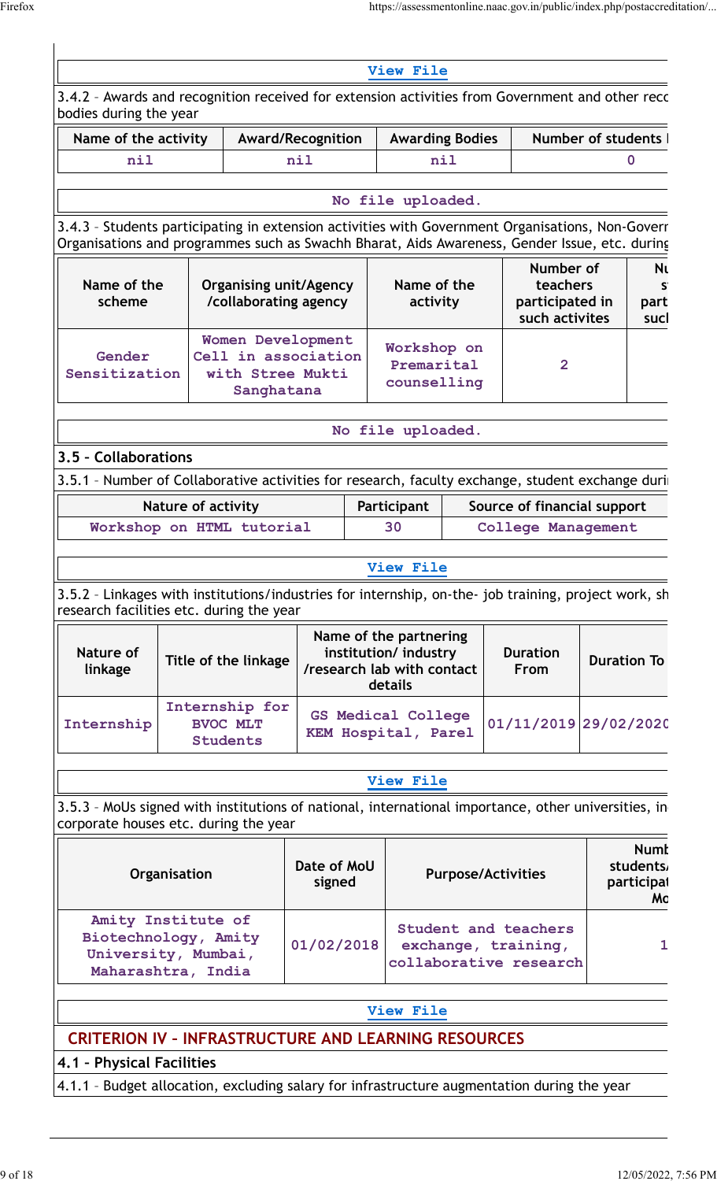View File

3.4.2 – Awards and recognition received for extension activities from Government and other reco bodies during the year

| Name of the activity | Award/Recognition | Awarding Bodies | Number of students |
|---|---|---|---|
| nil | nil | nil | 0 |

No file uploaded.

3.4.3 – Students participating in extension activities with Government Organisations, Non-Goverr Organisations and programmes such as Swachh Bharat, Aids Awareness, Gender Issue, etc. during

| Name of the scheme | Organising unit/Agency /collaborating agency | Name of the activity | Number of teachers participated in such activites | Nu s part sucl |
|---|---|---|---|---|
| Gender Sensitization | Women Development Cell in association with Stree Mukti Sanghatana | Workshop on Premarital counselling | 2 | |

No file uploaded.

### 3.5 – Collaborations

3.5.1 – Number of Collaborative activities for research, faculty exchange, student exchange duri

| Nature of activity | Participant | Source of financial support |
|---|---|---|
| Workshop on HTML tutorial | 30 | College Management |

View File

3.5.2 – Linkages with institutions/industries for internship, on-the- job training, project work, sh research facilities etc. during the year

| Nature of linkage | Title of the linkage | Name of the partnering institution/ industry /research lab with contact details | Duration From | Duration To |
|---|---|---|---|---|
| Internship | Internship for BVOC MLT Students | GS Medical College KEM Hospital, Parel | 01/11/2019 | 29/02/2020 |

View File

3.5.3 – MoUs signed with institutions of national, international importance, other universities, in corporate houses etc. during the year

| Organisation | Date of MoU signed | Purpose/Activities | Numb students/ participat Mo |
|---|---|---|---|
| Amity Institute of Biotechnology, Amity University, Mumbai, Maharashtra, India | 01/02/2018 | Student and teachers exchange, training, collaborative research | 1 |

View File

## CRITERION IV – INFRASTRUCTURE AND LEARNING RESOURCES

### 4.1 – Physical Facilities

4.1.1 – Budget allocation, excluding salary for infrastructure augmentation during the year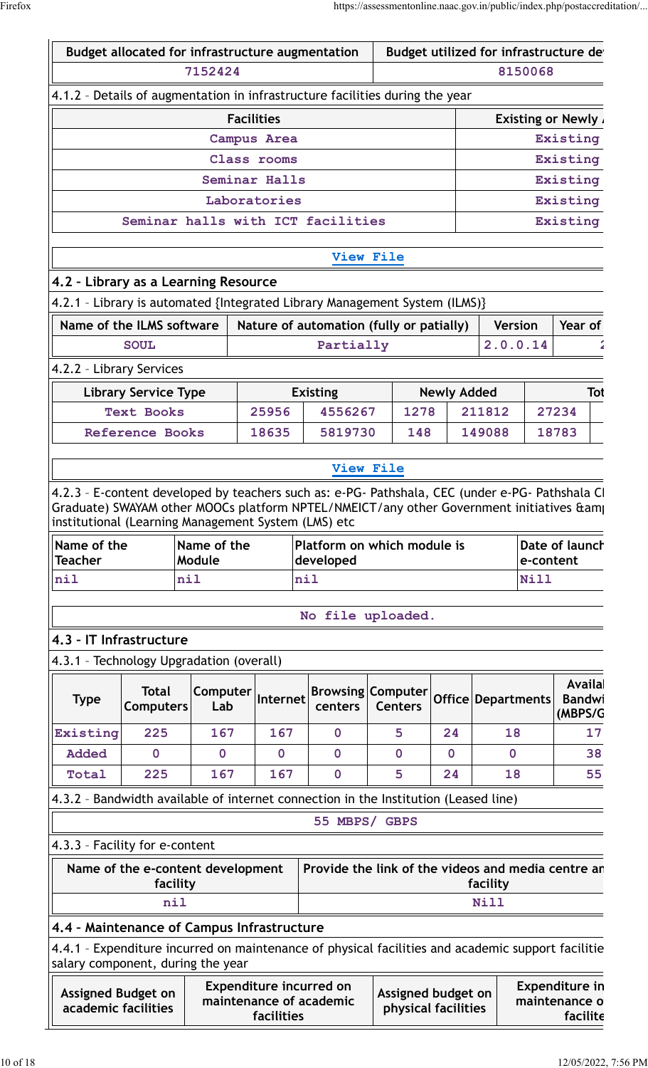| Budget allocated for infrastructure augmentation | Budget utilized for infrastructure de |
|---|---|
| 7152424 | 8150068 |

4.1.2 – Details of augmentation in infrastructure facilities during the year

| Facilities | Existing or Newly |
|---|---|
| Campus Area | Existing |
| Class rooms | Existing |
| Seminar Halls | Existing |
| Laboratories | Existing |
| Seminar halls with ICT facilities | Existing |

View File

## 4.2 – Library as a Learning Resource

4.2.1 – Library is automated {Integrated Library Management System (ILMS)}

| Name of the ILMS software | Nature of automation (fully or patially) | Version | Year of |
|---|---|---|---|
| SOUL | Partially | 2.0.0.14 | 2 |

4.2.2 – Library Services

| Library Service Type | Existing | | Newly Added | | Tot | |
|---|---|---|---|---|---|---|
| Text Books | 25956 | 4556267 | 1278 | 211812 | 27234 | |
| Reference Books | 18635 | 5819730 | 148 | 149088 | 18783 | |

View File

4.2.3 – E-content developed by teachers such as: e-PG- Pathshala, CEC (under e-PG- Pathshala C Graduate) SWAYAM other MOOCs platform NPTEL/NMEICT/any other Government initiatives &am institutional (Learning Management System (LMS) etc

| Name of the Teacher | Name of the Module | Platform on which module is developed | Date of launch e-content |
|---|---|---|---|
| nil | nil | nil | Nill |

No file uploaded.

## 4.3 – IT Infrastructure

4.3.1 – Technology Upgradation (overall)

| Type | Total Computers | Computer Lab | Internet | Browsing centers | Computer Centers | Office | Departments | Availa Bandwi (MBPS/G |
|---|---|---|---|---|---|---|---|---|
| Existing | 225 | 167 | 167 | 0 | 5 | 24 | 18 | 17 |
| Added | 0 | 0 | 0 | 0 | 0 | 0 | 0 | 38 |
| Total | 225 | 167 | 167 | 0 | 5 | 24 | 18 | 55 |

4.3.2 – Bandwidth available of internet connection in the Institution (Leased line)

55 MBPS/ GBPS

4.3.3 – Facility for e-content

| Name of the e-content development facility | Provide the link of the videos and media centre an facility |
|---|---|
| nil | Nill |

## 4.4 – Maintenance of Campus Infrastructure

4.4.1 – Expenditure incurred on maintenance of physical facilities and academic support facilitie salary component, during the year

| Assigned Budget on academic facilities | Expenditure incurred on maintenance of academic facilities | Assigned budget on physical facilities | Expenditure in maintenance o facilite |
|---|---|---|---|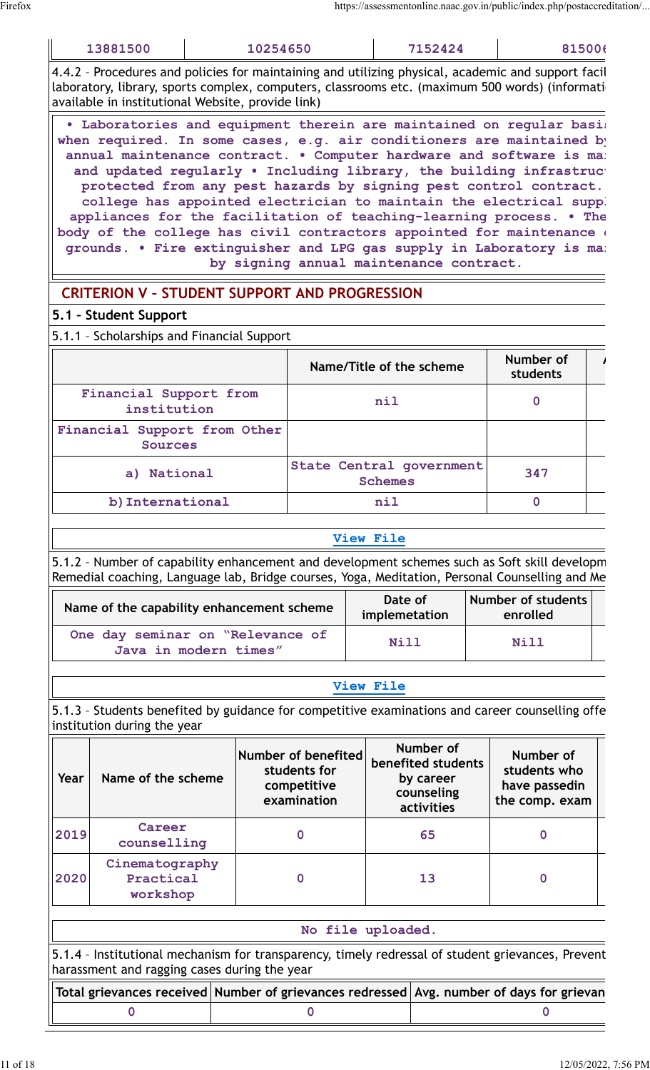| 13881500 | 10254650 | 7152424 | 815006 |
|---|---|---|---|

4.4.2 – Procedures and policies for maintaining and utilizing physical, academic and support facil laboratory, library, sports complex, computers, classrooms etc. (maximum 500 words) (informati available in institutional Website, provide link)

• Laboratories and equipment therein are maintained on regular basi when required. In some cases, e.g. air conditioners are maintained by annual maintenance contract. • Computer hardware and software is mai and updated regularly • Including library, the building infrastruc protected from any pest hazards by signing pest control contract. college has appointed electrician to maintain the electrical suppl appliances for the facilitation of teaching-learning process. • The body of the college has civil contractors appointed for maintenance o grounds. • Fire extinguisher and LPG gas supply in Laboratory is mai by signing annual maintenance contract.

## CRITERION V – STUDENT SUPPORT AND PROGRESSION

### 5.1 – Student Support

5.1.1 – Scholarships and Financial Support

| | Name/Title of the scheme | Number of students |
|---|---|---|
| Financial Support from institution | nil | 0 |
| Financial Support from Other Sources | | |
| a) National | State Central government Schemes | 347 |
| b) International | nil | 0 |

View File

5.1.2 – Number of capability enhancement and development schemes such as Soft skill developm Remedial coaching, Language lab, Bridge courses, Yoga, Meditation, Personal Counselling and Me

| Name of the capability enhancement scheme | Date of implementation | Number of students enrolled |
|---|---|---|
| One day seminar on "Relevance of Java in modern times" | Nill | Nill |

View File

5.1.3 – Students benefited by guidance for competitive examinations and career counselling offe institution during the year

| Year | Name of the scheme | Number of benefited students for competitive examination | Number of benefited students by career counseling activities | Number of students who have passedin the comp. exam |
|---|---|---|---|---|
| 2019 | Career counselling | 0 | 65 | 0 |
| 2020 | Cinematography Practical workshop | 0 | 13 | 0 |

No file uploaded.

5.1.4 – Institutional mechanism for transparency, timely redressal of student grievances, Prevent harassment and ragging cases during the year

| Total grievances received | Number of grievances redressed | Avg. number of days for grievan |
|---|---|---|
| 0 | 0 | 0 |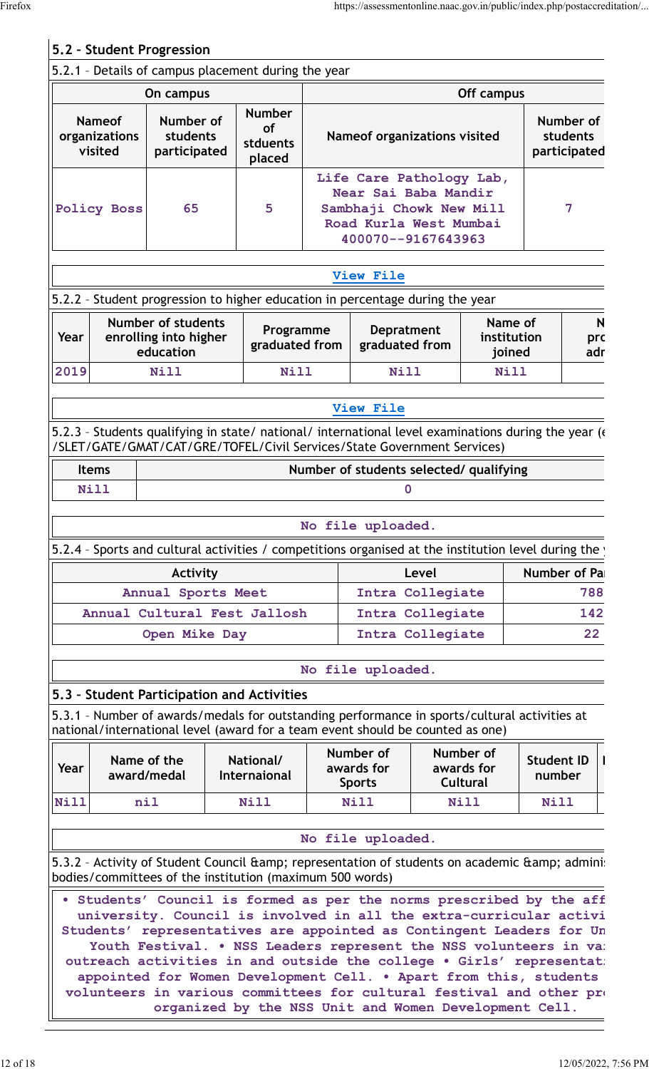## 5.2 - Student Progression

5.2.1 – Details of campus placement during the year

| On campus | | | Off campus | |
|---|---|---|---|---|
| Nameof organizations visited | Number of students participated | Number of stduents placed | Nameof organizations visited | Number of students participated |
| Policy Boss | 65 | 5 | Life Care Pathology Lab, Near Sai Baba Mandir Sambhaji Chowk New Mill Road Kurla West Mumbai 400070--9167643963 | 7 |

View File

5.2.2 – Student progression to higher education in percentage during the year

| Year | Number of students enrolling into higher education | Programme graduated from | Depratment graduated from | Name of institution joined | N pro adr |
|---|---|---|---|---|---|
| 2019 | Nill | Nill | Nill | Nill | |

View File

5.2.3 – Students qualifying in state/ national/ international level examinations during the year (e /SLET/GATE/GMAT/CAT/GRE/TOFEL/Civil Services/State Government Services)

| Items | Number of students selected/ qualifying |
|---|---|
| Nill | 0 |

No file uploaded.

5.2.4 – Sports and cultural activities / competitions organised at the institution level during the y

| Activity | Level | Number of Pa |
|---|---|---|
| Annual Sports Meet | Intra Collegiate | 788 |
| Annual Cultural Fest Jallosh | Intra Collegiate | 142 |
| Open Mike Day | Intra Collegiate | 22 |

No file uploaded.

## 5.3 - Student Participation and Activities

5.3.1 – Number of awards/medals for outstanding performance in sports/cultural activities at national/international level (award for a team event should be counted as one)

| Year | Name of the award/medal | National/ Internaional | Number of awards for Sports | Number of awards for Cultural | Student ID number |
|---|---|---|---|---|---|
| Nill | nil | Nill | Nill | Nill | Nill |

No file uploaded.

5.3.2 – Activity of Student Council &amp; representation of students on academic &amp; admini bodies/committees of the institution (maximum 500 words)

• Students' Council is formed as per the norms prescribed by the aff university. Council is involved in all the extra-curricular activi Students' representatives are appointed as Contingent Leaders for Un Youth Festival. • NSS Leaders represent the NSS volunteers in va outreach activities in and outside the college • Girls' representat appointed for Women Development Cell. • Apart from this, students volunteers in various committees for cultural festival and other pr organized by the NSS Unit and Women Development Cell.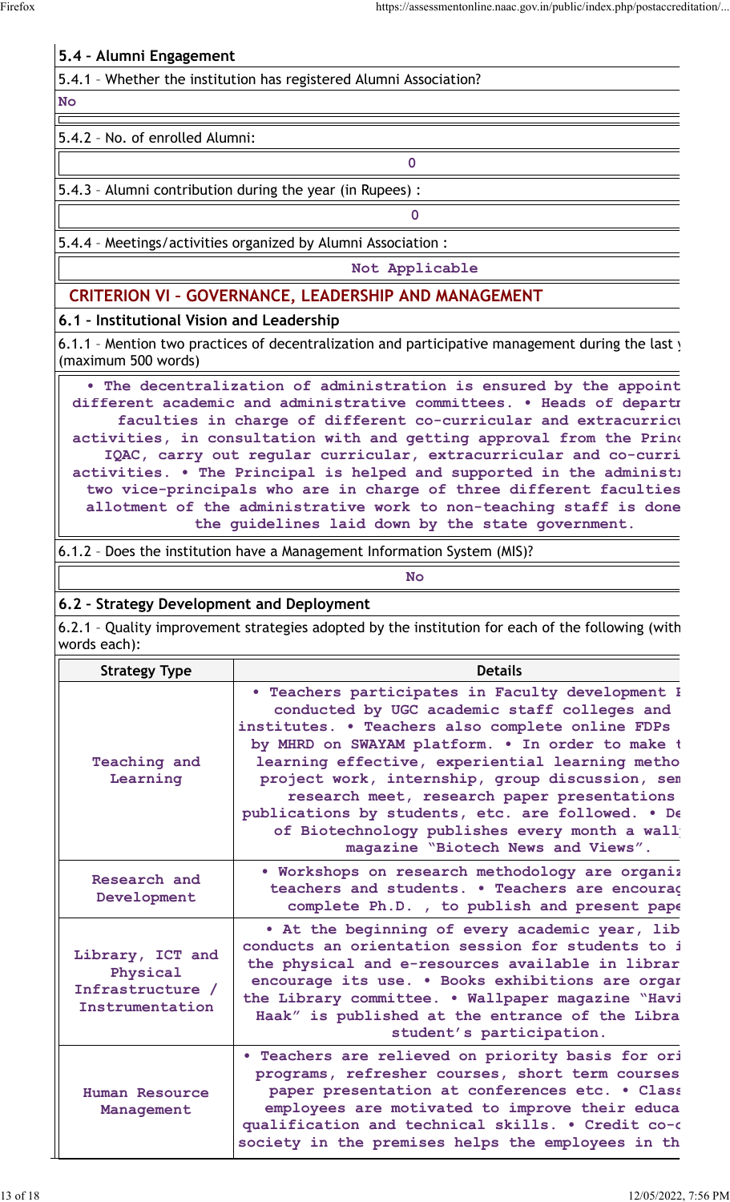## 5.4 - Alumni Engagement

5.4.1 - Whether the institution has registered Alumni Association?

No

5.4.2 - No. of enrolled Alumni:

0

5.4.3 - Alumni contribution during the year (in Rupees) :

0

5.4.4 - Meetings/activities organized by Alumni Association :

Not Applicable

## CRITERION VI – GOVERNANCE, LEADERSHIP AND MANAGEMENT

### 6.1 - Institutional Vision and Leadership

6.1.1 - Mention two practices of decentralization and participative management during the last y (maximum 500 words)

• The decentralization of administration is ensured by the appoint different academic and administrative committees. • Heads of departr faculties in charge of different co-curricular and extracurricu activities, in consultation with and getting approval from the Princ IQAC, carry out regular curricular, extracurricular and co-curri activities. • The Principal is helped and supported in the administr two vice-principals who are in charge of three different faculties allotment of the administrative work to non-teaching staff is done the guidelines laid down by the state government.

6.1.2 - Does the institution have a Management Information System (MIS)?

No

### 6.2 - Strategy Development and Deployment

6.2.1 - Quality improvement strategies adopted by the institution for each of the following (with words each):

| Strategy Type | Details |
|---|---|
| Teaching and Learning | • Teachers participates in Faculty development F conducted by UGC academic staff colleges and institutes. • Teachers also complete online FDPs by MHRD on SWAYAM platform. • In order to make t learning effective, experiential learning metho project work, internship, group discussion, sem research meet, research paper presentations publications by students, etc. are followed. • De of Biotechnology publishes every month a wall magazine "Biotech News and Views". |
| Research and Development | • Workshops on research methodology are organiz teachers and students. • Teachers are encourag complete Ph.D. , to publish and present pape |
| Library, ICT and Physical Infrastructure / Instrumentation | • At the beginning of every academic year, lib conducts an orientation session for students to i the physical and e-resources available in librar encourage its use. • Books exhibitions are orgar the Library committee. • Wallpaper magazine "Havi Haak" is published at the entrance of the Libra student's participation. |
| Human Resource Management | • Teachers are relieved on priority basis for ori programs, refresher courses, short term courses paper presentation at conferences etc. • Class employees are motivated to improve their educa qualification and technical skills. • Credit co-c society in the premises helps the employees in th |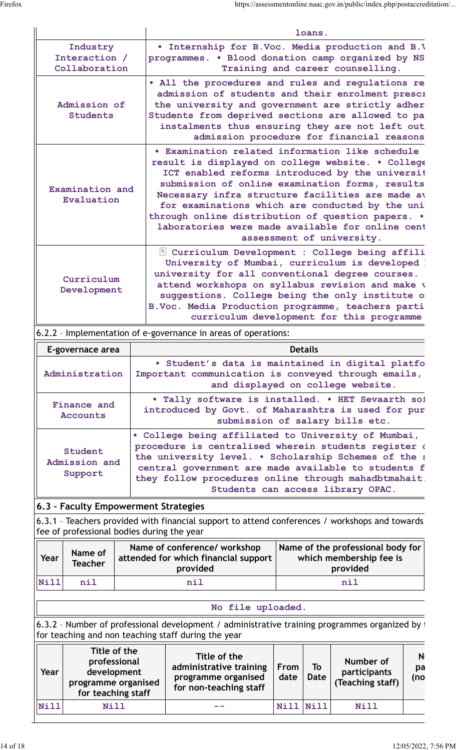| | loans. |
|---|---|
| Industry Interaction / Collaboration | • Internship for B.Voc. Media production and B.\ programmes. • Blood donation camp organized by NS Training and career counselling. |
| Admission of Students | • All the procedures and rules and regulations re admission of students and their enrolment prescr the university and government are strictly adher Students from deprived sections are allowed to pa instalments thus ensuring they are not left out admission procedure for financial reasons |
| Examination and Evaluation | • Examination related information like schedule result is displayed on college website. • College ICT enabled reforms introduced by the universit submission of online examination forms, results Necessary infra structure facilities are made av for examinations which are conducted by the uni through online distribution of question papers. • laboratories were made available for online cent assessment of university. |
| Curriculum Development | Curriculum Development : College being affili University of Mumbai, curriculum is developed university for all conventional degree courses. attend workshops on syllabus revision and make v suggestions. College being the only institute o B.Voc. Media Production programme, teachers parti curriculum development for this programme |

6.2.2 – Implementation of e-governance in areas of operations:

| E-governace area | Details |
|---|---|
| Administration | • Student's data is maintained in digital platfo Important communication is conveyed through emails, and displayed on college website. |
| Finance and Accounts | • Tally software is installed. • HET Sevaarth sof introduced by Govt. of Maharashtra is used for pur submission of salary bills etc. |
| Student Admission and Support | • College being affiliated to University of Mumbai, procedure is centralised wherein students register c the university level. • Scholarship Schemes of the s central government are made available to students f they follow procedures online through mahadbtmahait. Students can access library OPAC. |

**6.3 – Faculty Empowerment Strategies**

6.3.1 – Teachers provided with financial support to attend conferences / workshops and towards fee of professional bodies during the year

| Year | Name of Teacher | Name of conference/ workshop attended for which financial support provided | Name of the professional body for which membership fee is provided |
|---|---|---|---|
| Nill | nil | nil | nil |

No file uploaded.

6.3.2 – Number of professional development / administrative training programmes organized by t for teaching and non teaching staff during the year

| Year | Title of the professional development programme organised for teaching staff | Title of the administrative training programme organised for non-teaching staff | From date | To Date | Number of participants (Teaching staff) | N pa (no |
|---|---|---|---|---|---|---|
| Nill | Nill | -- | Nill | Nill | Nill | |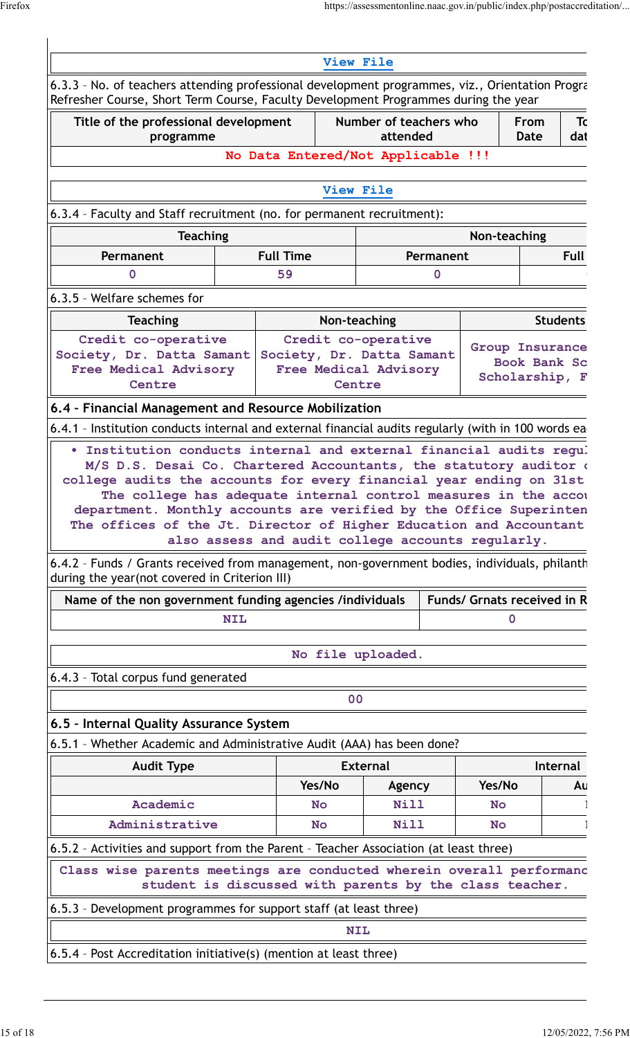View File

6.3.3 – No. of teachers attending professional development programmes, viz., Orientation Progra
Refresher Course, Short Term Course, Faculty Development Programmes during the year

| Title of the professional development programme | Number of teachers who attended | From Date | To dat |
|---|---|---|---|
| No Data Entered/Not Applicable !!! | | | |

View File

6.3.4 – Faculty and Staff recruitment (no. for permanent recruitment):

| Teaching | | Non-teaching | |
|---|---|---|---|
| Permanent | Full Time | Permanent | Full |
| 0 | 59 | 0 | |

6.3.5 – Welfare schemes for

| Teaching | Non-teaching | Students |
|---|---|---|
| Credit co-operative Society, Dr. Datta Samant Free Medical Advisory Centre | Credit co-operative Society, Dr. Datta Samant Free Medical Advisory Centre | Group Insurance Book Bank Sc Scholarship, F |

### 6.4 – Financial Management and Resource Mobilization

6.4.1 – Institution conducts internal and external financial audits regularly (with in 100 words ea

• Institution conducts internal and external financial audits regul M/S D.S. Desai Co. Chartered Accountants, the statutory auditor c college audits the accounts for every financial year ending on 31st The college has adequate internal control measures in the accou department. Monthly accounts are verified by the Office Superinten The offices of the Jt. Director of Higher Education and Accountant also assess and audit college accounts regularly.

6.4.2 – Funds / Grants received from management, non-government bodies, individuals, philanth during the year(not covered in Criterion III)

| Name of the non government funding agencies /individuals | Funds/ Grnats received in R |
|---|---|
| NIL | 0 |

No file uploaded.

6.4.3 – Total corpus fund generated

00

### 6.5 – Internal Quality Assurance System

6.5.1 – Whether Academic and Administrative Audit (AAA) has been done?

| Audit Type | External | | Internal | |
|---|---|---|---|---|
| | Yes/No | Agency | Yes/No | Au |
| Academic | No | Nill | No | |
| Administrative | No | Nill | No | |

6.5.2 – Activities and support from the Parent – Teacher Association (at least three)

Class wise parents meetings are conducted wherein overall performanc student is discussed with parents by the class teacher.

6.5.3 – Development programmes for support staff (at least three)

NIL

6.5.4 – Post Accreditation initiative(s) (mention at least three)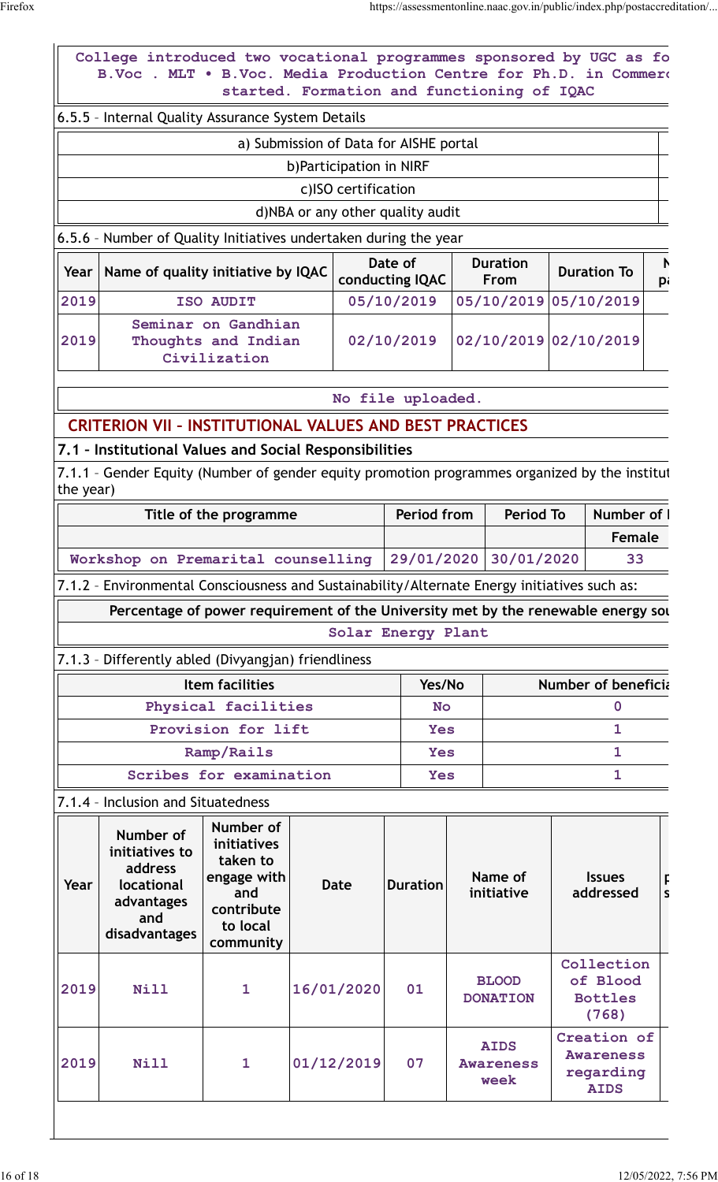College introduced two vocational programmes sponsored by UGC as fo B.Voc . MLT • B.Voc. Media Production Centre for Ph.D. in Commerc started. Formation and functioning of IQAC

6.5.5 – Internal Quality Assurance System Details

| |
|---|
| a) Submission of Data for AISHE portal |
| b)Participation in NIRF |
| c)ISO certification |
| d)NBA or any other quality audit |

6.5.6 – Number of Quality Initiatives undertaken during the year

| Year | Name of quality initiative by IQAC | Date of conducting IQAC | Duration From | Duration To | N pa |
|---|---|---|---|---|---|
| 2019 | ISO AUDIT | 05/10/2019 | 05/10/2019 | 05/10/2019 | |
| 2019 | Seminar on Gandhian Thoughts and Indian Civilization | 02/10/2019 | 02/10/2019 | 02/10/2019 | |

No file uploaded.

## CRITERION VII – INSTITUTIONAL VALUES AND BEST PRACTICES

### 7.1 – Institutional Values and Social Responsibilities

7.1.1 – Gender Equity (Number of gender equity promotion programmes organized by the institut the year)

| Title of the programme | Period from | Period To | Number of |
|---|---|---|---|
| | | | Female |
| Workshop on Premarital counselling | 29/01/2020 | 30/01/2020 | 33 |

7.1.2 – Environmental Consciousness and Sustainability/Alternate Energy initiatives such as:

| Percentage of power requirement of the University met by the renewable energy sou |
|---|
| Solar Energy Plant |

7.1.3 – Differently abled (Divyangjan) friendliness

| Item facilities | Yes/No | Number of beneficia |
|---|---|---|
| Physical facilities | No | 0 |
| Provision for lift | Yes | 1 |
| Ramp/Rails | Yes | 1 |
| Scribes for examination | Yes | 1 |

7.1.4 – Inclusion and Situatedness

| Year | Number of initiatives to address locational advantages and disadvantages | Number of initiatives taken to engage with and contribute to local community | Date | Duration | Name of initiative | Issues addressed | P s |
|---|---|---|---|---|---|---|---|
| 2019 | Nill | 1 | 16/01/2020 | 01 | BLOOD DONATION | Collection of Blood Bottles (768) | |
| 2019 | Nill | 1 | 01/12/2019 | 07 | AIDS Awareness week | Creation of Awareness regarding AIDS | |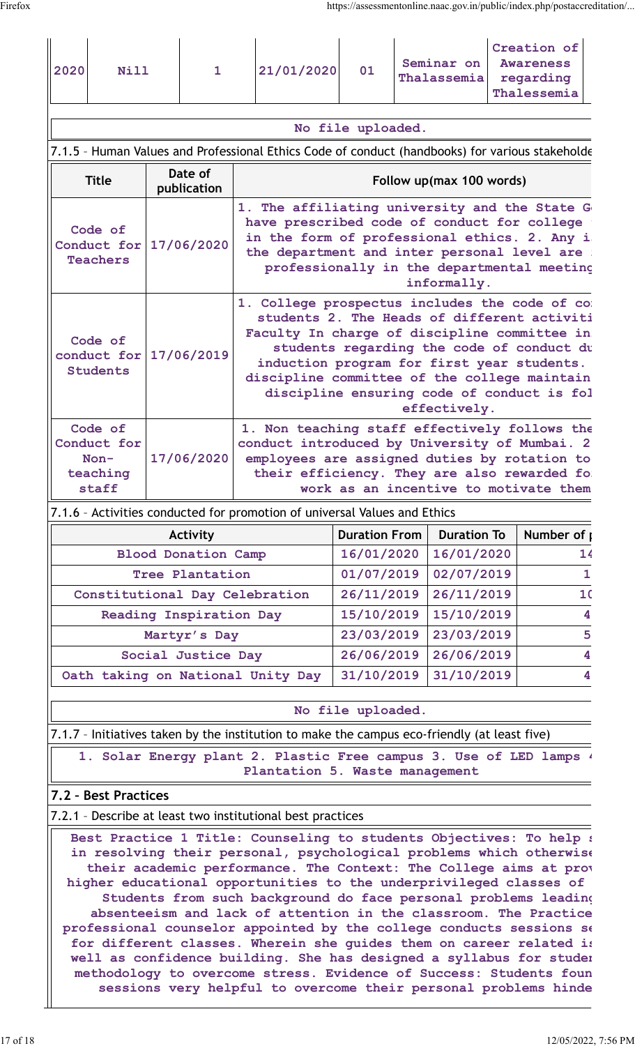| 2020 | Nill | 1 | 21/01/2020 | 01 | Seminar on Thalassemia | Creation of Awareness regarding Thalessemia |
|---|---|---|---|---|---|---|

No file uploaded.

7.1.5 – Human Values and Professional Ethics Code of conduct (handbooks) for various stakeholde

| Title | Date of publication | Follow up(max 100 words) |
|---|---|---|
| Code of Conduct for Teachers | 17/06/2020 | 1. The affiliating university and the State G have prescribed code of conduct for college in the form of professional ethics. 2. Any i the department and inter personal level are professionally in the departmental meeting informally. |
| Code of conduct for Students | 17/06/2019 | 1. College prospectus includes the code of co students 2. The Heads of different activiti Faculty In charge of discipline committee in students regarding the code of conduct du induction program for first year students. discipline committee of the college maintain discipline ensuring code of conduct is fol effectively. |
| Code of Conduct for Non-teaching staff | 17/06/2020 | 1. Non teaching staff effectively follows the conduct introduced by University of Mumbai. 2 employees are assigned duties by rotation to their efficiency. They are also rewarded fo work as an incentive to motivate them |

7.1.6 – Activities conducted for promotion of universal Values and Ethics

| Activity | Duration From | Duration To | Number of p |
|---|---|---|---|
| Blood Donation Camp | 16/01/2020 | 16/01/2020 | 14 |
| Tree Plantation | 01/07/2019 | 02/07/2019 | 1 |
| Constitutional Day Celebration | 26/11/2019 | 26/11/2019 | 10 |
| Reading Inspiration Day | 15/10/2019 | 15/10/2019 | 4 |
| Martyr's Day | 23/03/2019 | 23/03/2019 | 5 |
| Social Justice Day | 26/06/2019 | 26/06/2019 | 4 |
| Oath taking on National Unity Day | 31/10/2019 | 31/10/2019 | 4 |

No file uploaded.

7.1.7 – Initiatives taken by the institution to make the campus eco-friendly (at least five)

1. Solar Energy plant 2. Plastic Free campus 3. Use of LED lamps 4 Plantation 5. Waste management

## 7.2 – Best Practices

7.2.1 – Describe at least two institutional best practices

Best Practice 1 Title: Counseling to students Objectives: To help s in resolving their personal, psychological problems which otherwise their academic performance. The Context: The College aims at prov higher educational opportunities to the underprivileged classes of Students from such background do face personal problems leading absenteeism and lack of attention in the classroom. The Practice professional counselor appointed by the college conducts sessions se for different classes. Wherein she guides them on career related is well as confidence building. She has designed a syllabus for studen methodology to overcome stress. Evidence of Success: Students foun sessions very helpful to overcome their personal problems hinde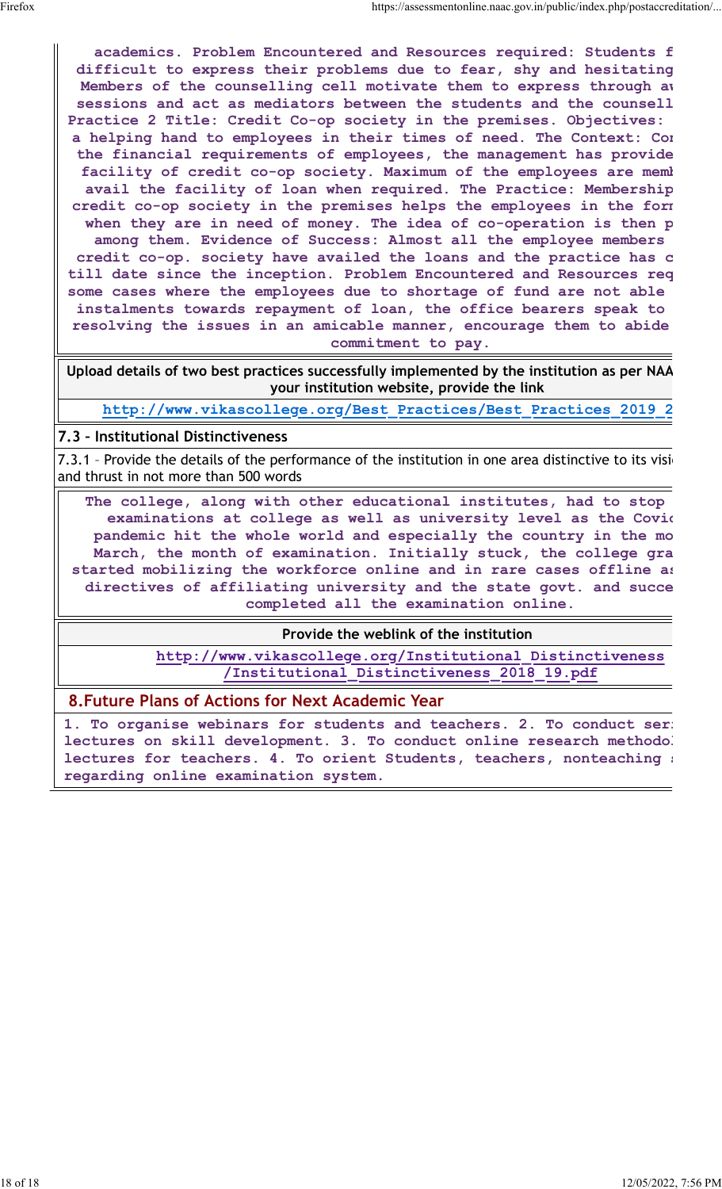academics. Problem Encountered and Resources required: Students f difficult to express their problems due to fear, shy and hesitating Members of the counselling cell motivate them to express through a sessions and act as mediators between the students and the counsell Practice 2 Title: Credit Co-op society in the premises. Objectives: a helping hand to employees in their times of need. The Context: Co the financial requirements of employees, the management has provide facility of credit co-op society. Maximum of the employees are mem avail the facility of loan when required. The Practice: Membership credit co-op society in the premises helps the employees in the for when they are in need of money. The idea of co-operation is then p among them. Evidence of Success: Almost all the employee members credit co-op. society have availed the loans and the practice has c till date since the inception. Problem Encountered and Resources req some cases where the employees due to shortage of fund are not able instalments towards repayment of loan, the office bearers speak to resolving the issues in an amicable manner, encourage them to abide commitment to pay.

| Upload details of two best practices successfully implemented by the institution as per NAA your institution website, provide the link |
|---|
| http://www.vikascollege.org/Best_Practices/Best_Practices_2019_2 |

### 7.3 – Institutional Distinctiveness

7.3.1 – Provide the details of the performance of the institution in one area distinctive to its visi and thrust in not more than 500 words

The college, along with other educational institutes, had to stop examinations at college as well as university level as the Covi pandemic hit the whole world and especially the country in the mo March, the month of examination. Initially stuck, the college gra started mobilizing the workforce online and in rare cases offline a directives of affiliating university and the state govt. and succe completed all the examination online.

| Provide the weblink of the institution |
|---|
| http://www.vikascollege.org/Institutional_Distinctiveness/Institutional_Distinctiveness_2018_19.pdf |

## 8.Future Plans of Actions for Next Academic Year

1. To organise webinars for students and teachers. 2. To conduct ser lectures on skill development. 3. To conduct online research methodo lectures for teachers. 4. To orient Students, teachers, nonteaching regarding online examination system.